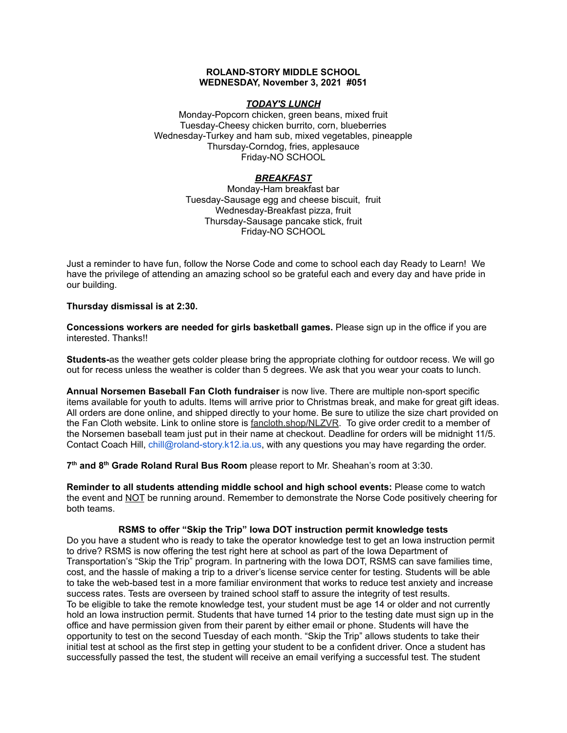**ROLAND-STORY MIDDLE SCHOOL**
**WEDNESDAY, November 3, 2021 #051**

***TODAY'S LUNCH***

Monday-Popcorn chicken, green beans, mixed fruit
Tuesday-Cheesy chicken burrito, corn, blueberries
Wednesday-Turkey and ham sub, mixed vegetables, pineapple
Thursday-Corndog, fries, applesauce
Friday-NO SCHOOL

***BREAKFAST***

Monday-Ham breakfast bar
Tuesday-Sausage egg and cheese biscuit, fruit
Wednesday-Breakfast pizza, fruit
Thursday-Sausage pancake stick, fruit
Friday-NO SCHOOL

Just a reminder to have fun, follow the Norse Code and come to school each day Ready to Learn! We have the privilege of attending an amazing school so be grateful each and every day and have pride in our building.

**Thursday dismissal is at 2:30.**

**Concessions workers are needed for girls basketball games.** Please sign up in the office if you are interested. Thanks!!

**Students-**as the weather gets colder please bring the appropriate clothing for outdoor recess. We will go out for recess unless the weather is colder than 5 degrees. We ask that you wear your coats to lunch.

**Annual Norsemen Baseball Fan Cloth fundraiser** is now live. There are multiple non-sport specific items available for youth to adults. Items will arrive prior to Christmas break, and make for great gift ideas. All orders are done online, and shipped directly to your home. Be sure to utilize the size chart provided on the Fan Cloth website. Link to online store is fancloth.shop/NLZVR. To give order credit to a member of the Norsemen baseball team just put in their name at checkout. Deadline for orders will be midnight 11/5. Contact Coach Hill, chill@roland-story.k12.ia.us, with any questions you may have regarding the order.

**7th and 8th Grade Roland Rural Bus Room** please report to Mr. Sheahan's room at 3:30.

**Reminder to all students attending middle school and high school events:** Please come to watch the event and NOT be running around. Remember to demonstrate the Norse Code positively cheering for both teams.

**RSMS to offer "Skip the Trip" Iowa DOT instruction permit knowledge tests**

Do you have a student who is ready to take the operator knowledge test to get an Iowa instruction permit to drive? RSMS is now offering the test right here at school as part of the Iowa Department of Transportation's "Skip the Trip" program. In partnering with the Iowa DOT, RSMS can save families time, cost, and the hassle of making a trip to a driver's license service center for testing. Students will be able to take the web-based test in a more familiar environment that works to reduce test anxiety and increase success rates. Tests are overseen by trained school staff to assure the integrity of test results.
To be eligible to take the remote knowledge test, your student must be age 14 or older and not currently hold an Iowa instruction permit. Students that have turned 14 prior to the testing date must sign up in the office and have permission given from their parent by either email or phone. Students will have the opportunity to test on the second Tuesday of each month. "Skip the Trip" allows students to take their initial test at school as the first step in getting your student to be a confident driver. Once a student has successfully passed the test, the student will receive an email verifying a successful test. The student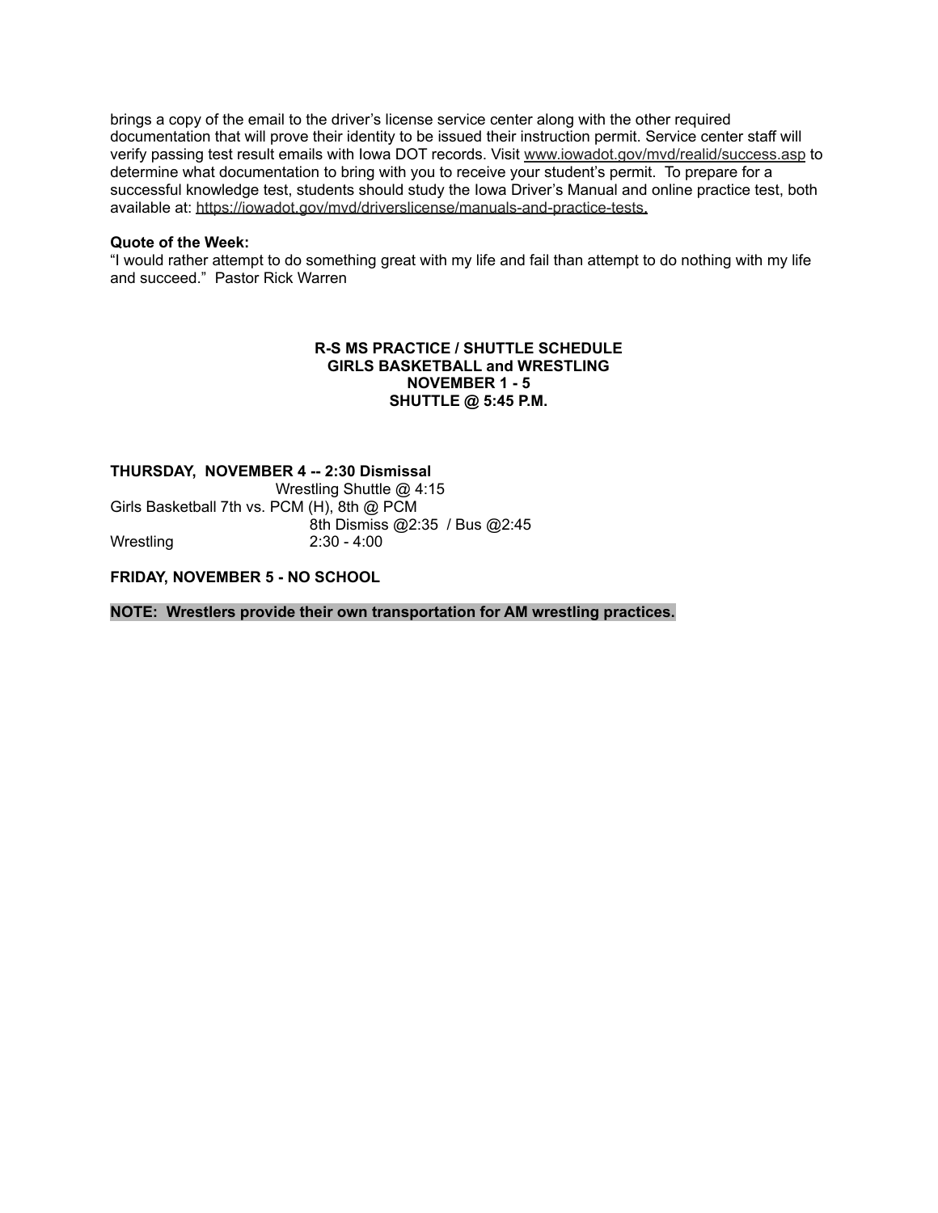brings a copy of the email to the driver's license service center along with the other required documentation that will prove their identity to be issued their instruction permit. Service center staff will verify passing test result emails with Iowa DOT records. Visit www.iowadot.gov/mvd/realid/success.asp to determine what documentation to bring with you to receive your student's permit. To prepare for a successful knowledge test, students should study the Iowa Driver's Manual and online practice test, both available at: https://iowadot.gov/mvd/driverslicense/manuals-and-practice-tests.

**Quote of the Week:**
"I would rather attempt to do something great with my life and fail than attempt to do nothing with my life and succeed." Pastor Rick Warren

**R-S MS PRACTICE / SHUTTLE SCHEDULE**
**GIRLS BASKETBALL and WRESTLING**
**NOVEMBER 1 - 5**
**SHUTTLE @ 5:45 P.M.**

**THURSDAY, NOVEMBER 4 -- 2:30 Dismissal**

Wrestling Shuttle @ 4:15

Girls Basketball 7th vs. PCM (H), 8th @ PCM

8th Dismiss @2:35 / Bus @2:45

Wrestling 2:30 - 4:00

**FRIDAY, NOVEMBER 5 - NO SCHOOL**

**NOTE: Wrestlers provide their own transportation for AM wrestling practices.**